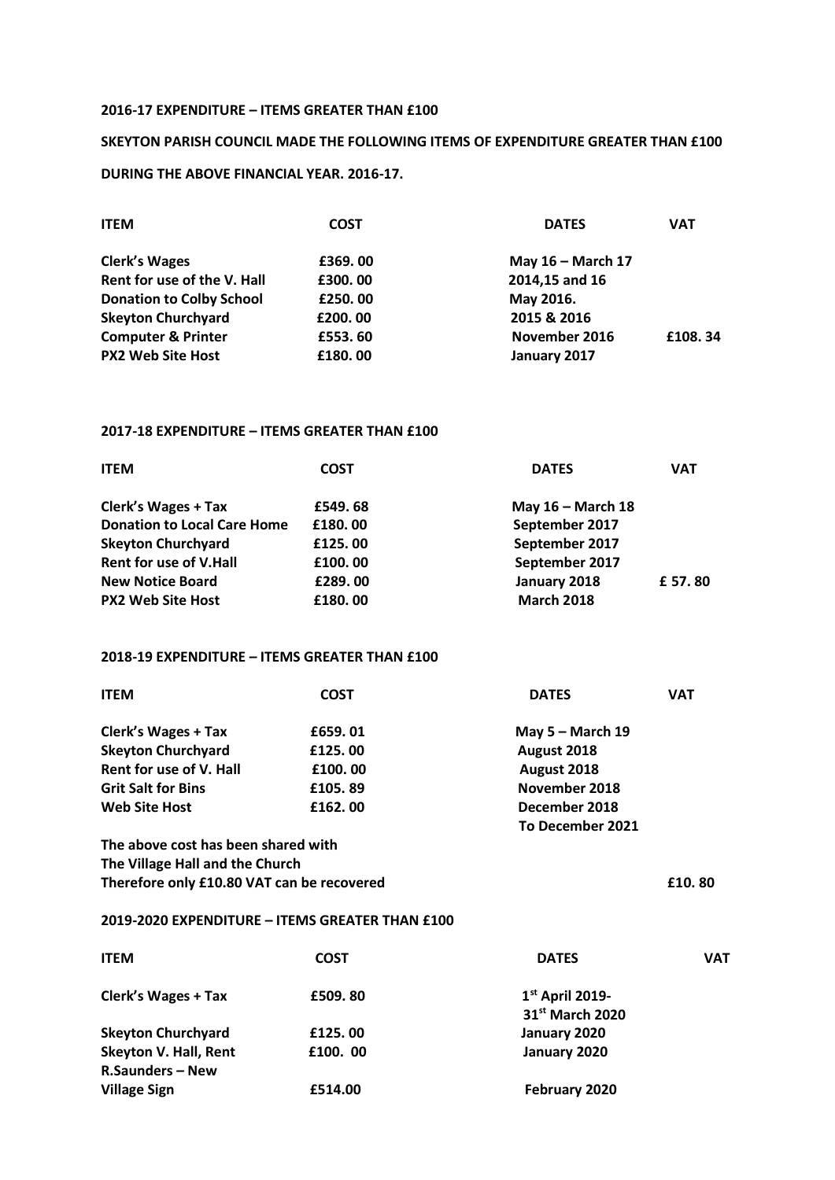**2016-17 EXPENDITURE – ITEMS GREATER THAN £100**

**SKEYTON PARISH COUNCIL MADE THE FOLLOWING ITEMS OF EXPENDITURE GREATER THAN £100**

**DURING THE ABOVE FINANCIAL YEAR. 2016-17.**

| ITEM | COST | DATES | VAT |
|---|---|---|---|
| Clerk's Wages | £369. 00 | May 16 – March 17 | |
| Rent for use of the V. Hall | £300. 00 | 2014,15 and 16 | |
| Donation to Colby School | £250. 00 | May 2016. | |
| Skeyton Churchyard | £200. 00 | 2015 & 2016 | |
| Computer & Printer | £553. 60 | November 2016 | £108. 34 |
| PX2 Web Site Host | £180. 00 | January 2017 | |

**2017-18 EXPENDITURE – ITEMS GREATER THAN £100**

| ITEM | COST | DATES | VAT |
|---|---|---|---|
| Clerk's Wages + Tax | £549. 68 | May 16 – March 18 | |
| Donation to Local Care Home | £180. 00 | September 2017 | |
| Skeyton Churchyard | £125. 00 | September 2017 | |
| Rent for use of V.Hall | £100. 00 | September 2017 | |
| New Notice Board | £289. 00 | January 2018 | £ 57. 80 |
| PX2 Web Site Host | £180. 00 | March 2018 | |

**2018-19 EXPENDITURE – ITEMS GREATER THAN £100**

| ITEM | COST | DATES | VAT |
|---|---|---|---|
| Clerk's Wages + Tax | £659. 01 | May 5 – March 19 | |
| Skeyton Churchyard | £125. 00 | August 2018 | |
| Rent for use of V. Hall | £100. 00 | August 2018 | |
| Grit Salt for Bins | £105. 89 | November 2018 | |
| Web Site Host | £162. 00 | December 2018 To December 2021 | |
| The above cost has been shared with The Village Hall and the Church Therefore only £10.80 VAT can be recovered | | | £10. 80 |

**2019-2020 EXPENDITURE – ITEMS GREATER THAN £100**

| ITEM | COST | DATES | VAT |
|---|---|---|---|
| Clerk's Wages + Tax | £509. 80 | 1st April 2019- 31st March 2020 | |
| Skeyton Churchyard | £125. 00 | January 2020 | |
| Skeyton V. Hall, Rent | £100. 00 | January 2020 | |
| R.Saunders – New Village Sign | £514.00 | February 2020 | |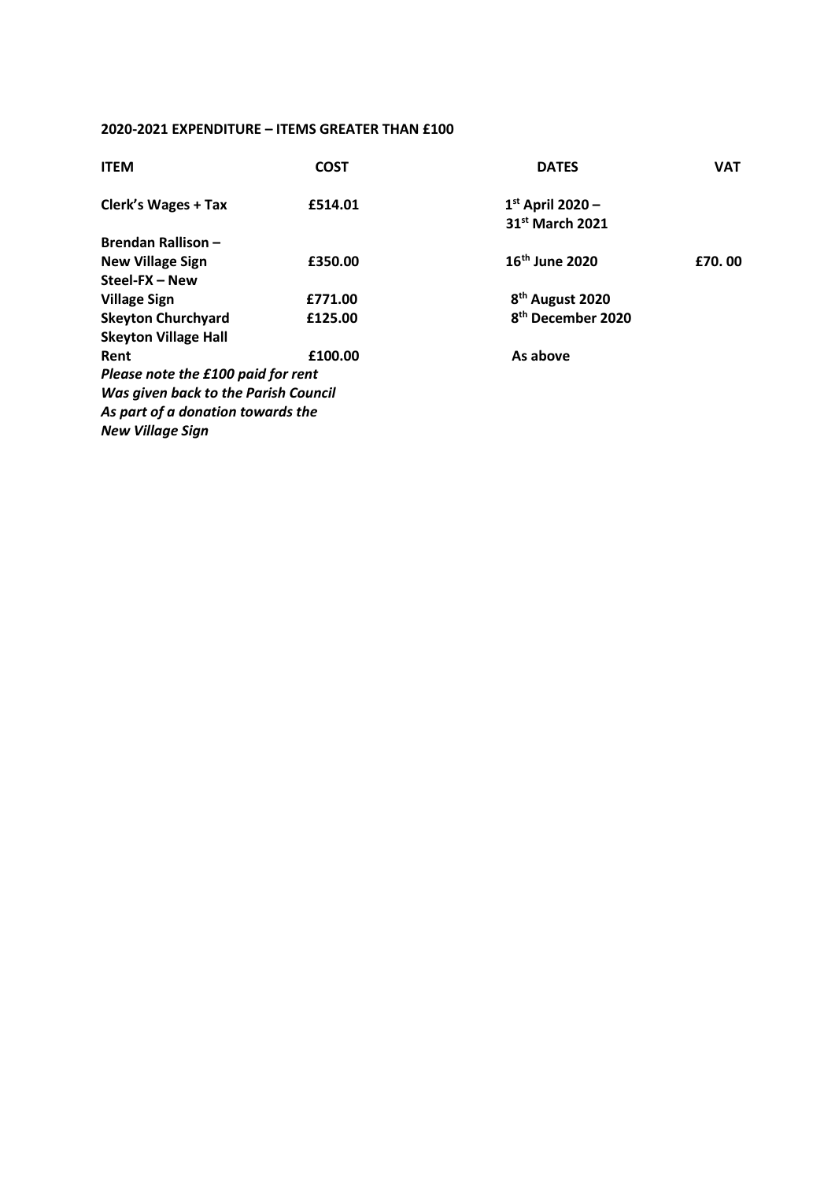**2020-2021 EXPENDITURE – ITEMS GREATER THAN £100**

| ITEM | COST | DATES | VAT |
|---|---|---|---|
| Clerk's Wages + Tax | £514.01 | 1st April 2020 – 31st March 2021 | |
| Brendan Rallison – New Village Sign | £350.00 | 16th June 2020 | £70. 00 |
| Steel-FX – New Village Sign | £771.00 | 8th August 2020 | |
| Skeyton Churchyard | £125.00 | 8th December 2020 | |
| Skeyton Village Hall Rent | £100.00 | As above | |

***Please note the £100 paid for rent Was given back to the Parish Council As part of a donation towards the New Village Sign***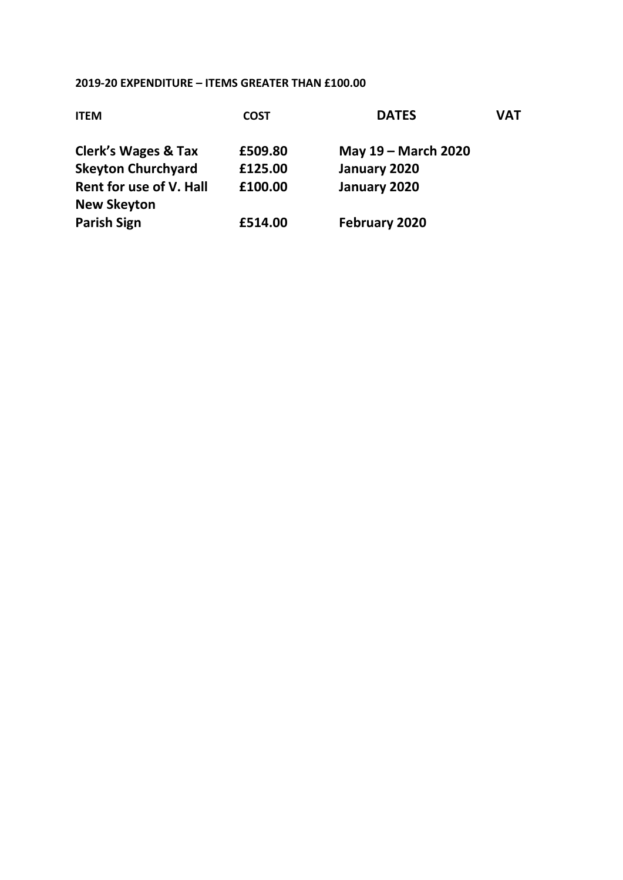**2019-20 EXPENDITURE – ITEMS GREATER THAN £100.00**

| ITEM | COST | DATES | VAT |
| --- | --- | --- | --- |
| **Clerk's Wages & Tax** | **£509.80** | **May 19 – March 2020** | |
| **Skeyton Churchyard** | **£125.00** | **January 2020** | |
| **Rent for use of V. Hall New Skeyton** | **£100.00** | **January 2020** | |
| **Parish Sign** | **£514.00** | **February 2020** | |